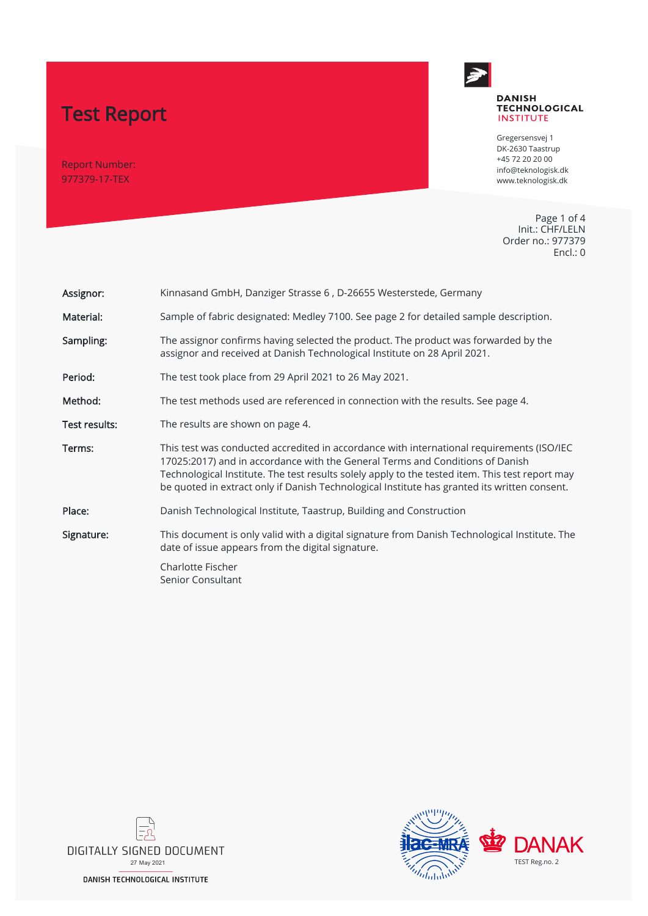# Test Report

Report Number:
977379-17-TEX

**DANISH TECHNOLOGICAL INSTITUTE**

Gregersensvej 1
DK-2630 Taastrup
+45 72 20 20 00
info@teknologisk.dk
www.teknologisk.dk

Init.: CHF/LELN
Order no.: 977379
Encl.: 0

| | |
|---|---|
| **Assignor:** | Kinnasand GmbH, Danziger Strasse 6 , D-26655 Westerstede, Germany |
| **Material:** | Sample of fabric designated: Medley 7100. See page 2 for detailed sample description. |
| **Sampling:** | The assignor confirms having selected the product. The product was forwarded by the assignor and received at Danish Technological Institute on 28 April 2021. |
| **Period:** | The test took place from 29 April 2021 to 26 May 2021. |
| **Method:** | The test methods used are referenced in connection with the results. See page 4. |
| **Test results:** | The results are shown on page 4. |
| **Terms:** | This test was conducted accredited in accordance with international requirements (ISO/IEC 17025:2017) and in accordance with the General Terms and Conditions of Danish Technological Institute. The test results solely apply to the tested item. This test report may be quoted in extract only if Danish Technological Institute has granted its written consent. |
| **Place:** | Danish Technological Institute, Taastrup, Building and Construction |
| **Signature:** | This document is only valid with a digital signature from Danish Technological Institute. The date of issue appears from the digital signature.<br><br>Charlotte Fischer<br>Senior Consultant |

DIGITALLY SIGNED DOCUMENT
27 May 2021
DANISH TECHNOLOGICAL INSTITUTE

ilac-MRA

DANAK
TEST Reg.no. 2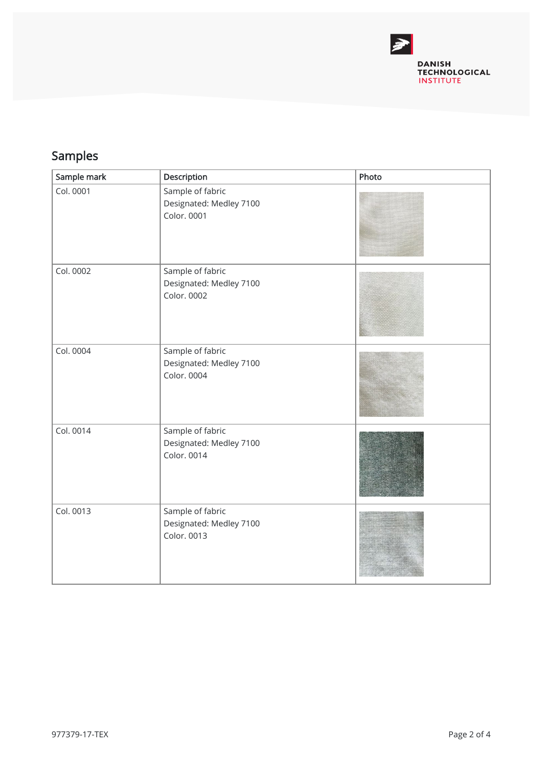## Samples

| Sample mark | Description | Photo |
|---|---|---|
| Col. 0001 | Sample of fabric<br>Designated: Medley 7100<br>Color. 0001 | |
| Col. 0002 | Sample of fabric<br>Designated: Medley 7100<br>Color. 0002 | |
| Col. 0004 | Sample of fabric<br>Designated: Medley 7100<br>Color. 0004 | |
| Col. 0014 | Sample of fabric<br>Designated: Medley 7100<br>Color. 0014 | |
| Col. 0013 | Sample of fabric<br>Designated: Medley 7100<br>Color. 0013 | |

977379-17-TEX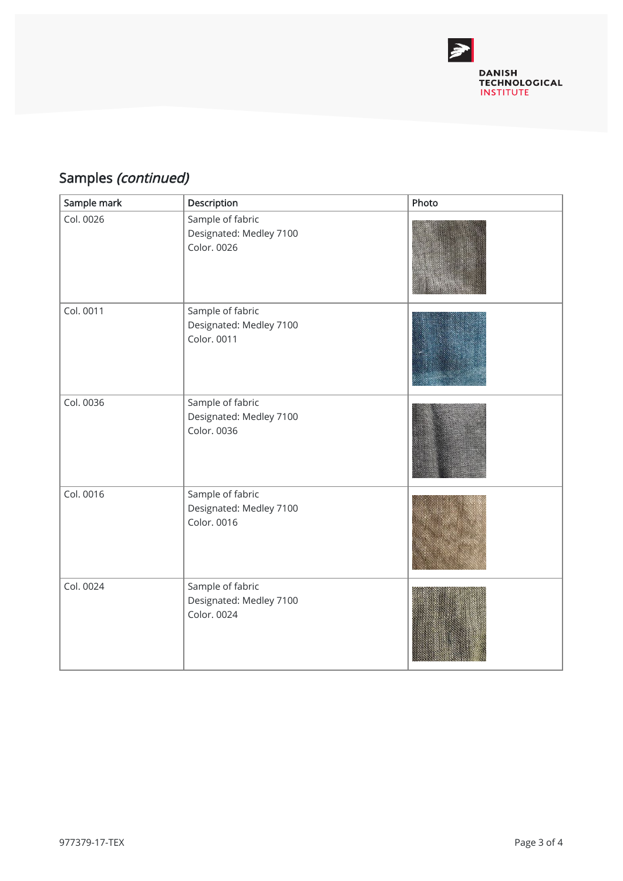## Samples *(continued)*

| Sample mark | Description | Photo |
|---|---|---|
| Col. 0026 | Sample of fabric<br>Designated: Medley 7100<br>Color. 0026 | |
| Col. 0011 | Sample of fabric<br>Designated: Medley 7100<br>Color. 0011 | |
| Col. 0036 | Sample of fabric<br>Designated: Medley 7100<br>Color. 0036 | |
| Col. 0016 | Sample of fabric<br>Designated: Medley 7100<br>Color. 0016 | |
| Col. 0024 | Sample of fabric<br>Designated: Medley 7100<br>Color. 0024 | |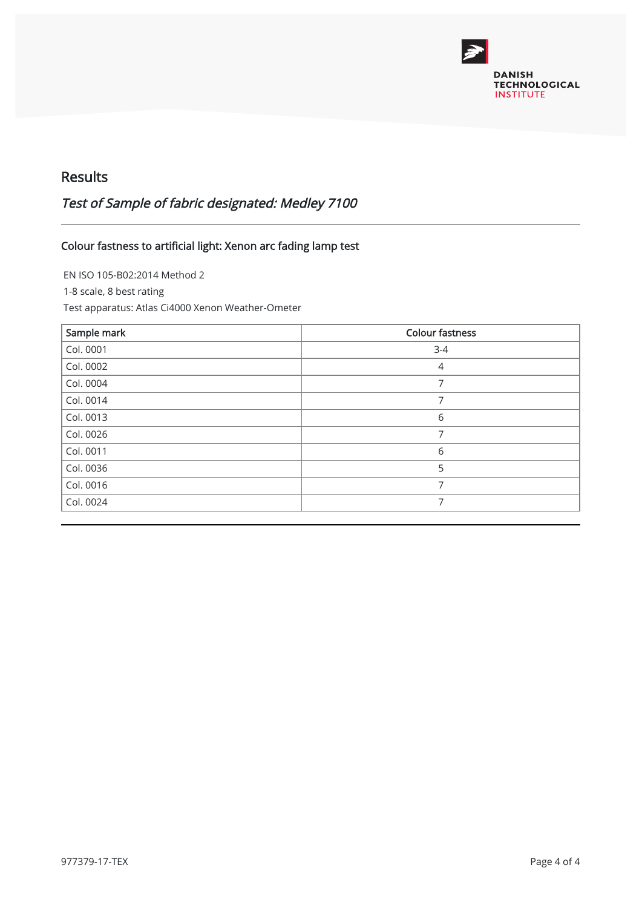## Results

### *Test of Sample of fabric designated: Medley 7100*

#### Colour fastness to artificial light: Xenon arc fading lamp test

EN ISO 105-B02:2014 Method 2

1-8 scale, 8 best rating

Test apparatus: Atlas Ci4000 Xenon Weather-Ometer

| Sample mark | Colour fastness |
|---|---|
| Col. 0001 | 3-4 |
| Col. 0002 | 4 |
| Col. 0004 | 7 |
| Col. 0014 | 7 |
| Col. 0013 | 6 |
| Col. 0026 | 7 |
| Col. 0011 | 6 |
| Col. 0036 | 5 |
| Col. 0016 | 7 |
| Col. 0024 | 7 |

977379-17-TEX